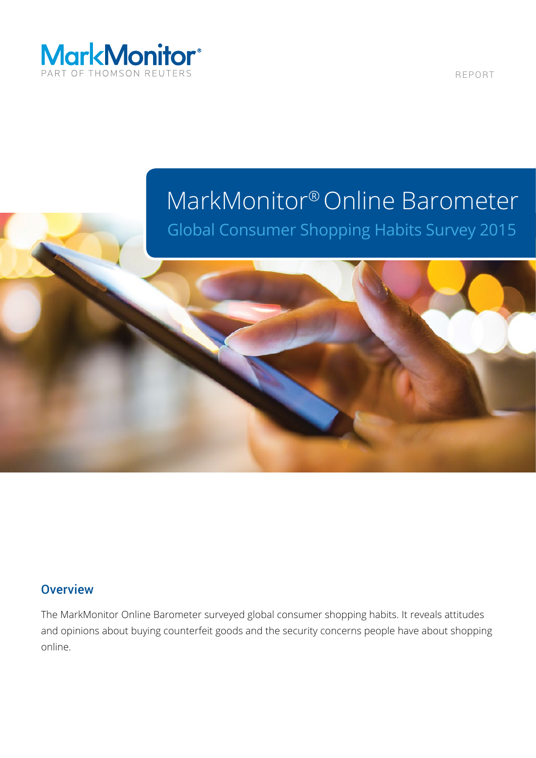MarkMonitor®
PART OF THOMSON REUTERS

REPORT

# MarkMonitor® Online Barometer

## Global Consumer Shopping Habits Survey 2015

### Overview

The MarkMonitor Online Barometer surveyed global consumer shopping habits. It reveals attitudes and opinions about buying counterfeit goods and the security concerns people have about shopping online.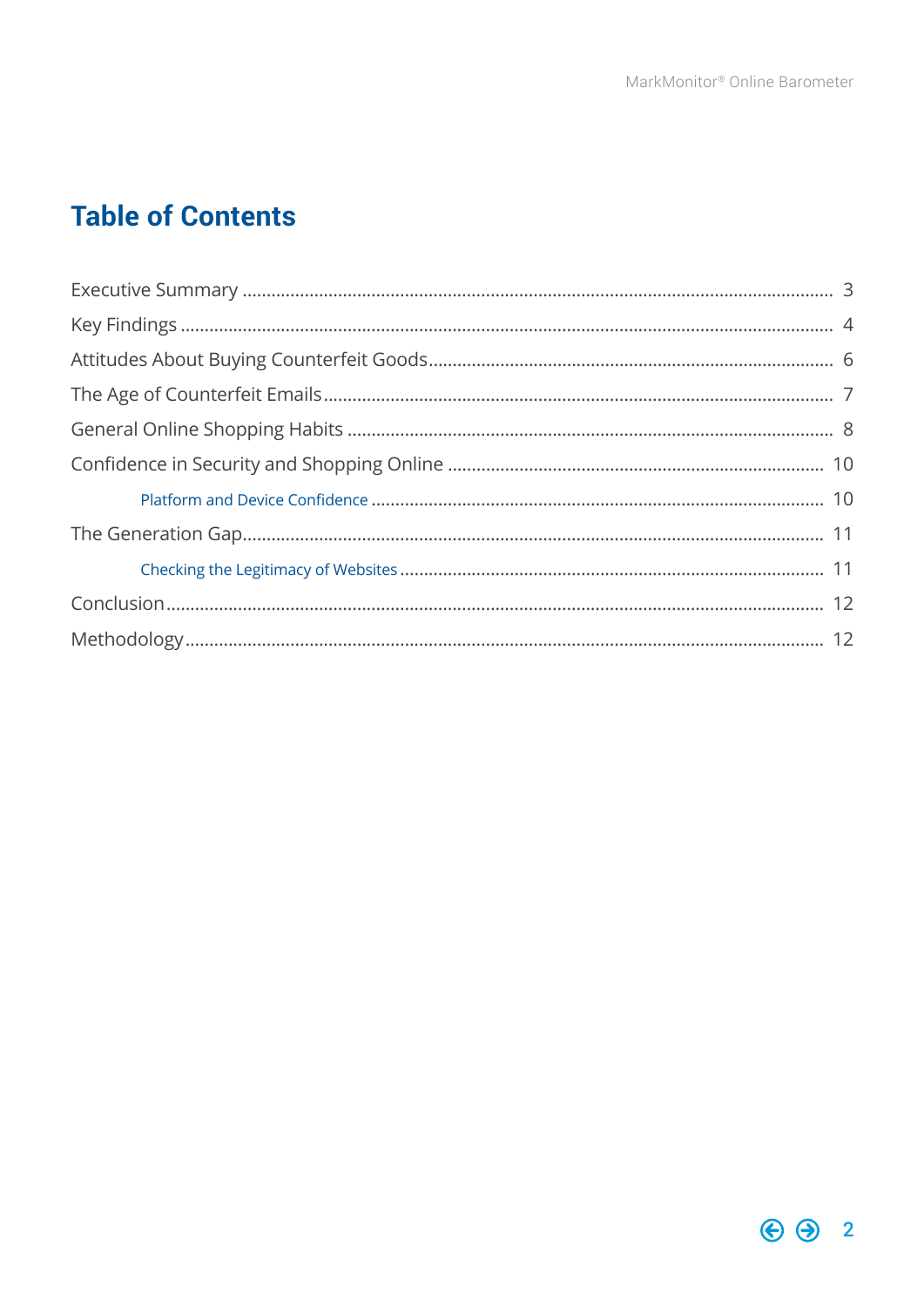# Table of Contents

Executive Summary ........................................................ 3

Key Findings ........................................................ 4

Attitudes About Buying Counterfeit Goods ........................................................ 6

The Age of Counterfeit Emails ........................................................ 7

General Online Shopping Habits ........................................................ 8

Confidence in Security and Shopping Online ........................................................ 10

- Platform and Device Confidence ........................................................ 10

The Generation Gap ........................................................ 11

- Checking the Legitimacy of Websites ........................................................ 11

Conclusion ........................................................ 12

Methodology ........................................................ 12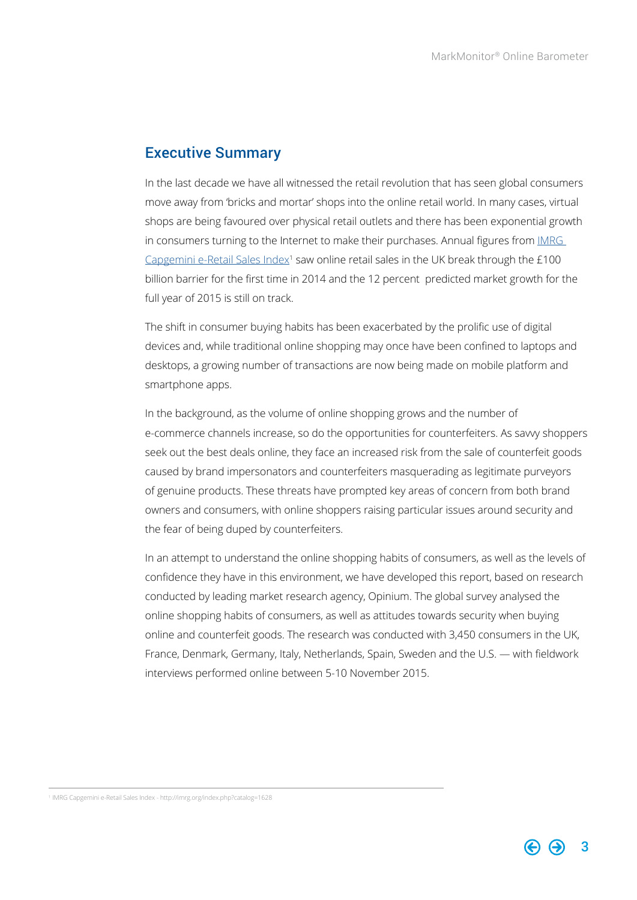## Executive Summary

In the last decade we have all witnessed the retail revolution that has seen global consumers move away from 'bricks and mortar' shops into the online retail world. In many cases, virtual shops are being favoured over physical retail outlets and there has been exponential growth in consumers turning to the Internet to make their purchases. Annual figures from IMRG Capgemini e-Retail Sales Index[1] saw online retail sales in the UK break through the £100 billion barrier for the first time in 2014 and the 12 percent predicted market growth for the full year of 2015 is still on track.

The shift in consumer buying habits has been exacerbated by the prolific use of digital devices and, while traditional online shopping may once have been confined to laptops and desktops, a growing number of transactions are now being made on mobile platform and smartphone apps.

In the background, as the volume of online shopping grows and the number of e-commerce channels increase, so do the opportunities for counterfeiters. As savvy shoppers seek out the best deals online, they face an increased risk from the sale of counterfeit goods caused by brand impersonators and counterfeiters masquerading as legitimate purveyors of genuine products. These threats have prompted key areas of concern from both brand owners and consumers, with online shoppers raising particular issues around security and the fear of being duped by counterfeiters.

In an attempt to understand the online shopping habits of consumers, as well as the levels of confidence they have in this environment, we have developed this report, based on research conducted by leading market research agency, Opinium. The global survey analysed the online shopping habits of consumers, as well as attitudes towards security when buying online and counterfeit goods. The research was conducted with 3,450 consumers in the UK, France, Denmark, Germany, Italy, Netherlands, Spain, Sweden and the U.S. — with fieldwork interviews performed online between 5-10 November 2015.

---

[1] IMRG Capgemini e-Retail Sales Index - http://imrg.org/index.php?catalog=1628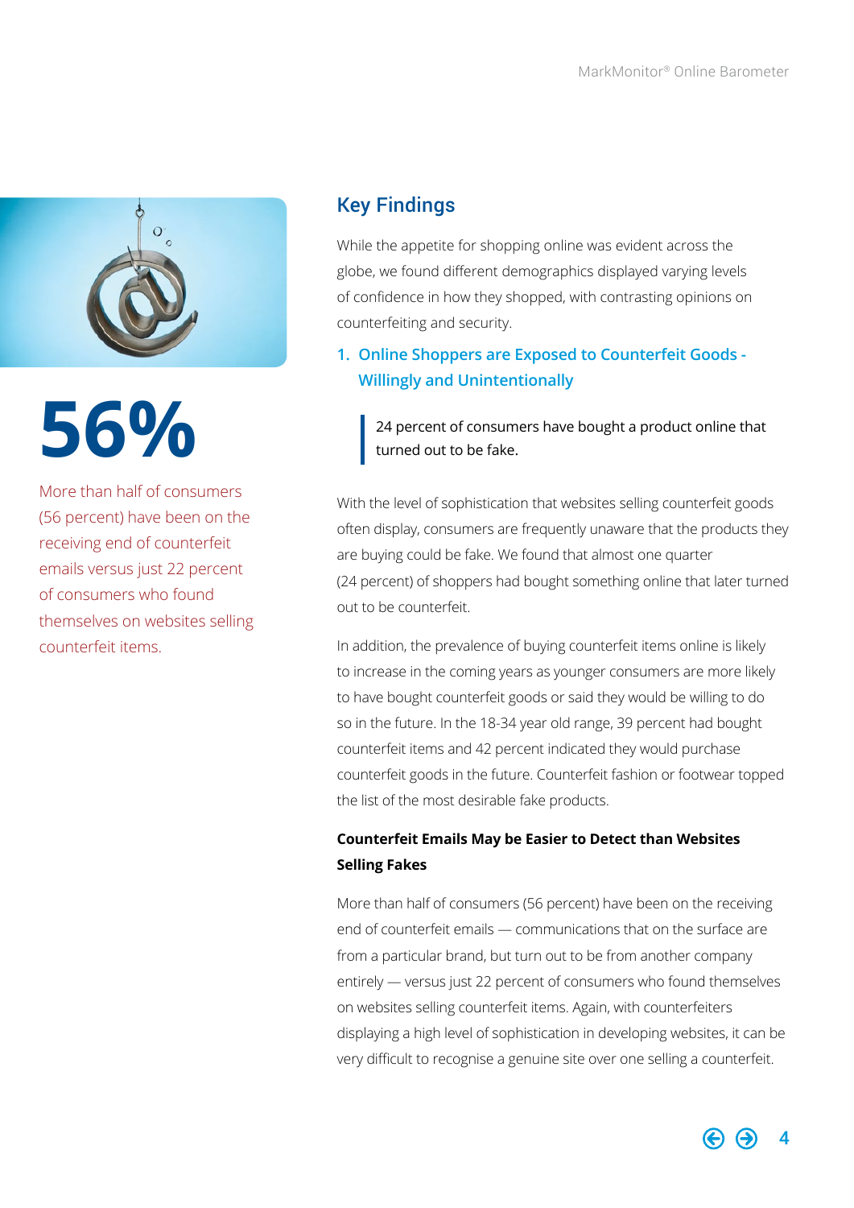**56%**

More than half of consumers (56 percent) have been on the receiving end of counterfeit emails versus just 22 percent of consumers who found themselves on websites selling counterfeit items.

## Key Findings

While the appetite for shopping online was evident across the globe, we found different demographics displayed varying levels of confidence in how they shopped, with contrasting opinions on counterfeiting and security.

### 1. Online Shoppers are Exposed to Counterfeit Goods - Willingly and Unintentionally

> 24 percent of consumers have bought a product online that turned out to be fake.

With the level of sophistication that websites selling counterfeit goods often display, consumers are frequently unaware that the products they are buying could be fake. We found that almost one quarter (24 percent) of shoppers had bought something online that later turned out to be counterfeit.

In addition, the prevalence of buying counterfeit items online is likely to increase in the coming years as younger consumers are more likely to have bought counterfeit goods or said they would be willing to do so in the future. In the 18-34 year old range, 39 percent had bought counterfeit items and 42 percent indicated they would purchase counterfeit goods in the future. Counterfeit fashion or footwear topped the list of the most desirable fake products.

**Counterfeit Emails May be Easier to Detect than Websites Selling Fakes**

More than half of consumers (56 percent) have been on the receiving end of counterfeit emails — communications that on the surface are from a particular brand, but turn out to be from another company entirely — versus just 22 percent of consumers who found themselves on websites selling counterfeit items. Again, with counterfeiters displaying a high level of sophistication in developing websites, it can be very difficult to recognise a genuine site over one selling a counterfeit.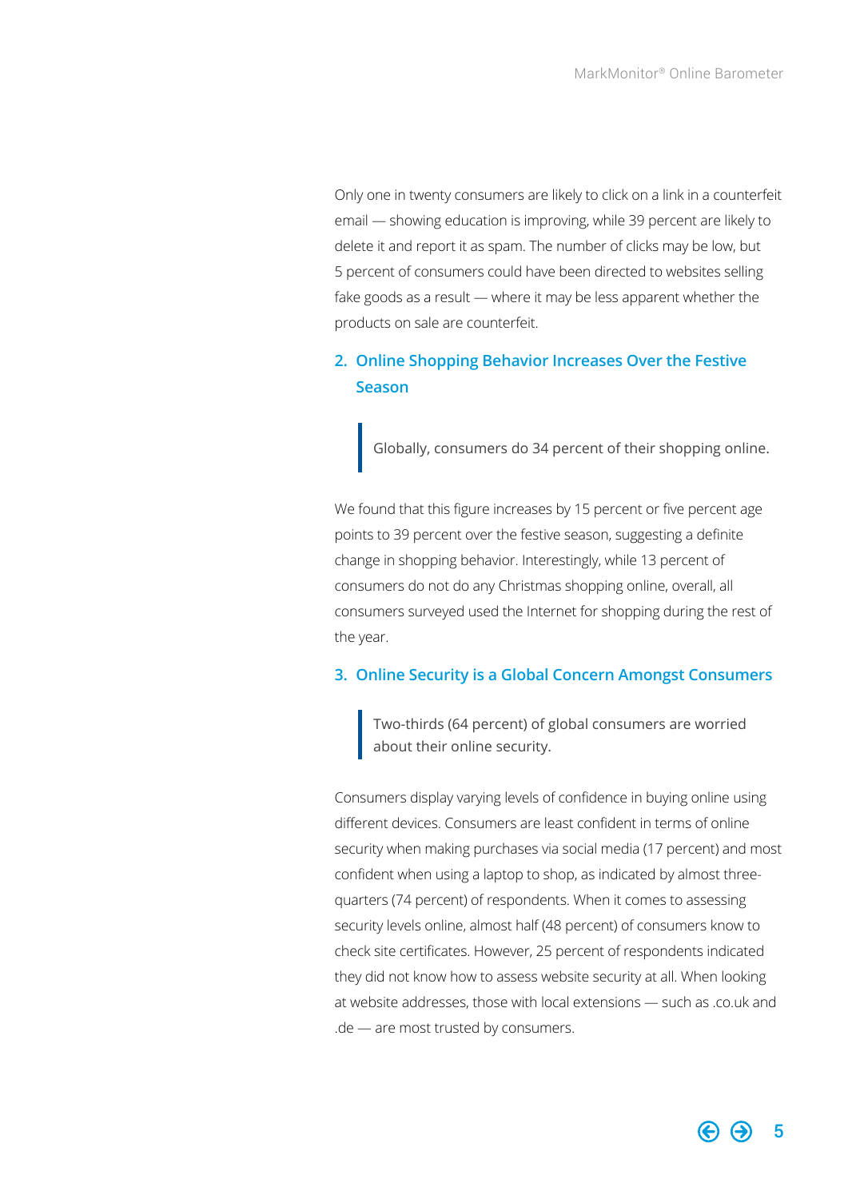Only one in twenty consumers are likely to click on a link in a counterfeit email — showing education is improving, while 39 percent are likely to delete it and report it as spam. The number of clicks may be low, but 5 percent of consumers could have been directed to websites selling fake goods as a result — where it may be less apparent whether the products on sale are counterfeit.

## 2. Online Shopping Behavior Increases Over the Festive Season

> Globally, consumers do 34 percent of their shopping online.

We found that this figure increases by 15 percent or five percent age points to 39 percent over the festive season, suggesting a definite change in shopping behavior. Interestingly, while 13 percent of consumers do not do any Christmas shopping online, overall, all consumers surveyed used the Internet for shopping during the rest of the year.

## 3. Online Security is a Global Concern Amongst Consumers

> Two-thirds (64 percent) of global consumers are worried about their online security.

Consumers display varying levels of confidence in buying online using different devices. Consumers are least confident in terms of online security when making purchases via social media (17 percent) and most confident when using a laptop to shop, as indicated by almost three-quarters (74 percent) of respondents. When it comes to assessing security levels online, almost half (48 percent) of consumers know to check site certificates. However, 25 percent of respondents indicated they did not know how to assess website security at all. When looking at website addresses, those with local extensions — such as .co.uk and .de — are most trusted by consumers.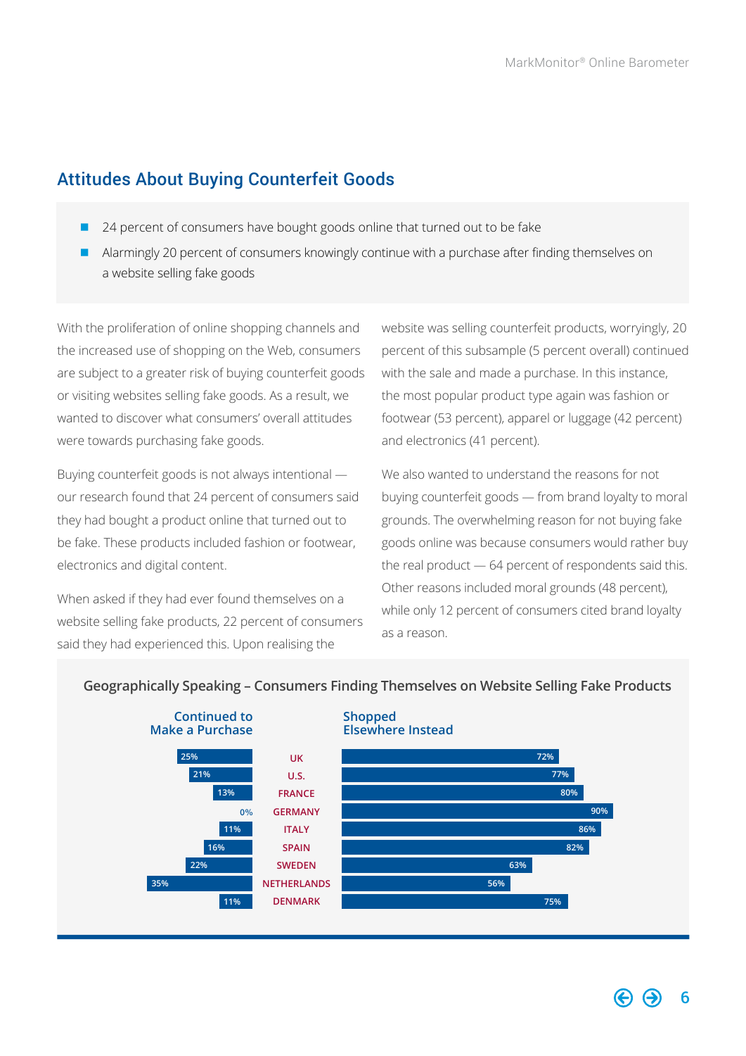## Attitudes About Buying Counterfeit Goods

- 24 percent of consumers have bought goods online that turned out to be fake
- Alarmingly 20 percent of consumers knowingly continue with a purchase after finding themselves on a website selling fake goods

With the proliferation of online shopping channels and the increased use of shopping on the Web, consumers are subject to a greater risk of buying counterfeit goods or visiting websites selling fake goods. As a result, we wanted to discover what consumers' overall attitudes were towards purchasing fake goods.

Buying counterfeit goods is not always intentional — our research found that 24 percent of consumers said they had bought a product online that turned out to be fake. These products included fashion or footwear, electronics and digital content.

When asked if they had ever found themselves on a website selling fake products, 22 percent of consumers said they had experienced this. Upon realising the website was selling counterfeit products, worryingly, 20 percent of this subsample (5 percent overall) continued with the sale and made a purchase. In this instance, the most popular product type again was fashion or footwear (53 percent), apparel or luggage (42 percent) and electronics (41 percent).

We also wanted to understand the reasons for not buying counterfeit goods — from brand loyalty to moral grounds. The overwhelming reason for not buying fake goods online was because consumers would rather buy the real product — 64 percent of respondents said this. Other reasons included moral grounds (48 percent), while only 12 percent of consumers cited brand loyalty as a reason.

### Geographically Speaking – Consumers Finding Themselves on Website Selling Fake Products

| Continued to Make a Purchase | Country | Shopped Elsewhere Instead |
|---|---|---|
| 25% | UK | 72% |
| 21% | U.S. | 77% |
| 13% | FRANCE | 80% |
| 0% | GERMANY | 90% |
| 11% | ITALY | 86% |
| 16% | SPAIN | 82% |
| 22% | SWEDEN | 63% |
| 35% | NETHERLANDS | 56% |
| 11% | DENMARK | 75% |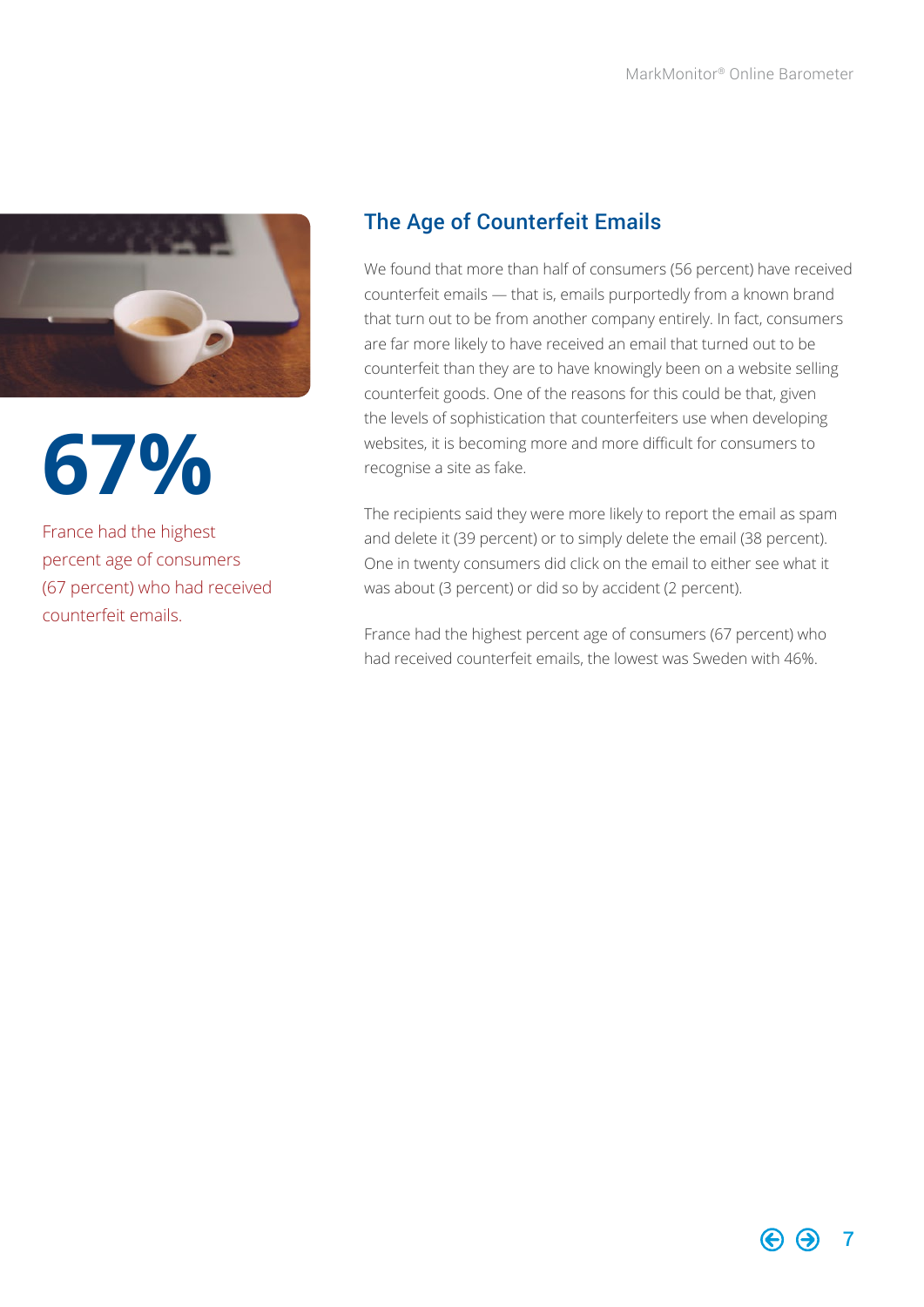**67%**

France had the highest percent age of consumers (67 percent) who had received counterfeit emails.

## The Age of Counterfeit Emails

We found that more than half of consumers (56 percent) have received counterfeit emails — that is, emails purportedly from a known brand that turn out to be from another company entirely. In fact, consumers are far more likely to have received an email that turned out to be counterfeit than they are to have knowingly been on a website selling counterfeit goods. One of the reasons for this could be that, given the levels of sophistication that counterfeiters use when developing websites, it is becoming more and more difficult for consumers to recognise a site as fake.

The recipients said they were more likely to report the email as spam and delete it (39 percent) or to simply delete the email (38 percent). One in twenty consumers did click on the email to either see what it was about (3 percent) or did so by accident (2 percent).

France had the highest percent age of consumers (67 percent) who had received counterfeit emails, the lowest was Sweden with 46%.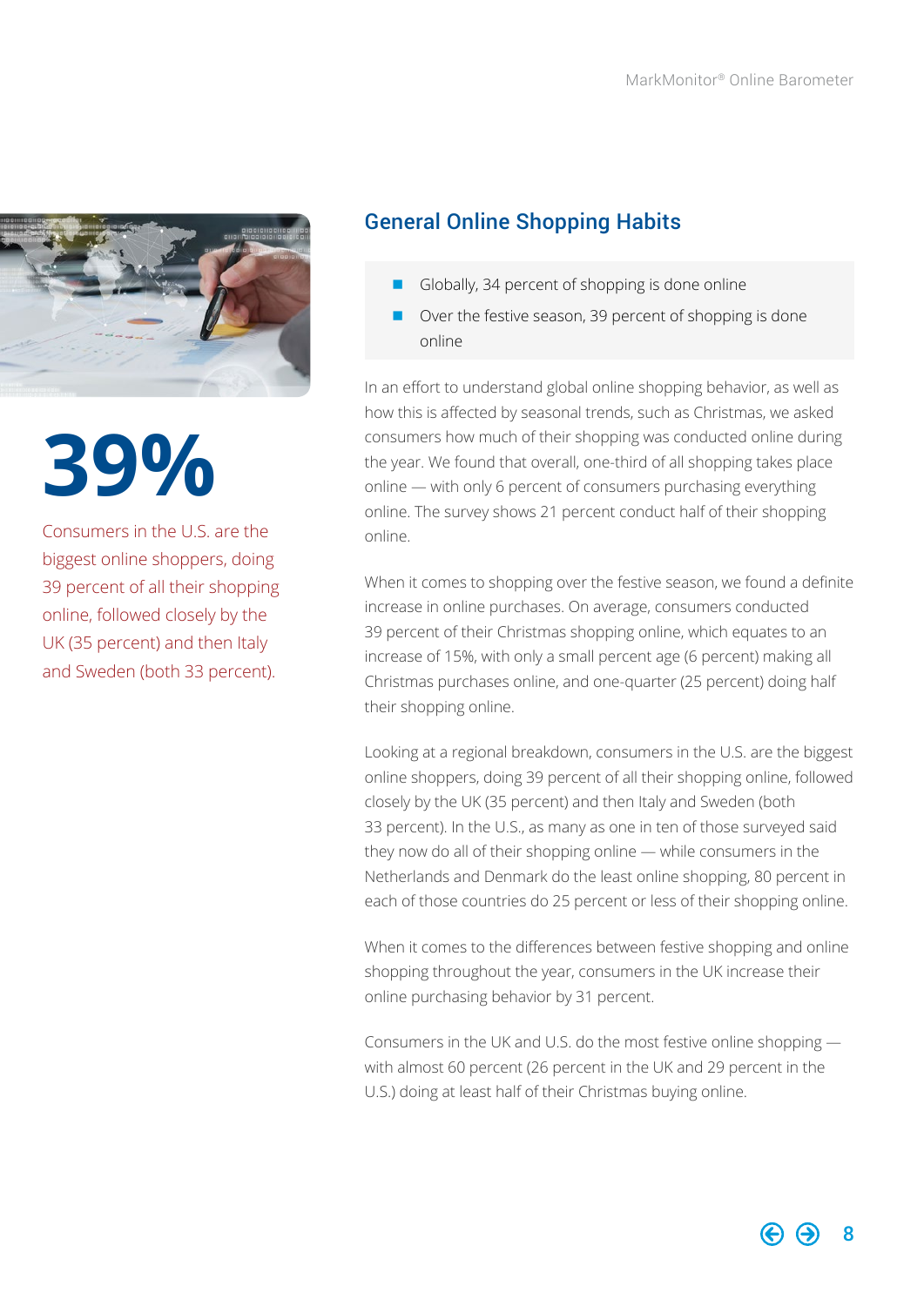# 39%

Consumers in the U.S. are the biggest online shoppers, doing 39 percent of all their shopping online, followed closely by the UK (35 percent) and then Italy and Sweden (both 33 percent).

## General Online Shopping Habits

- Globally, 34 percent of shopping is done online
- Over the festive season, 39 percent of shopping is done online

In an effort to understand global online shopping behavior, as well as how this is affected by seasonal trends, such as Christmas, we asked consumers how much of their shopping was conducted online during the year. We found that overall, one-third of all shopping takes place online — with only 6 percent of consumers purchasing everything online. The survey shows 21 percent conduct half of their shopping online.

When it comes to shopping over the festive season, we found a definite increase in online purchases. On average, consumers conducted 39 percent of their Christmas shopping online, which equates to an increase of 15%, with only a small percent age (6 percent) making all Christmas purchases online, and one-quarter (25 percent) doing half their shopping online.

Looking at a regional breakdown, consumers in the U.S. are the biggest online shoppers, doing 39 percent of all their shopping online, followed closely by the UK (35 percent) and then Italy and Sweden (both 33 percent). In the U.S., as many as one in ten of those surveyed said they now do all of their shopping online — while consumers in the Netherlands and Denmark do the least online shopping, 80 percent in each of those countries do 25 percent or less of their shopping online.

When it comes to the differences between festive shopping and online shopping throughout the year, consumers in the UK increase their online purchasing behavior by 31 percent.

Consumers in the UK and U.S. do the most festive online shopping — with almost 60 percent (26 percent in the UK and 29 percent in the U.S.) doing at least half of their Christmas buying online.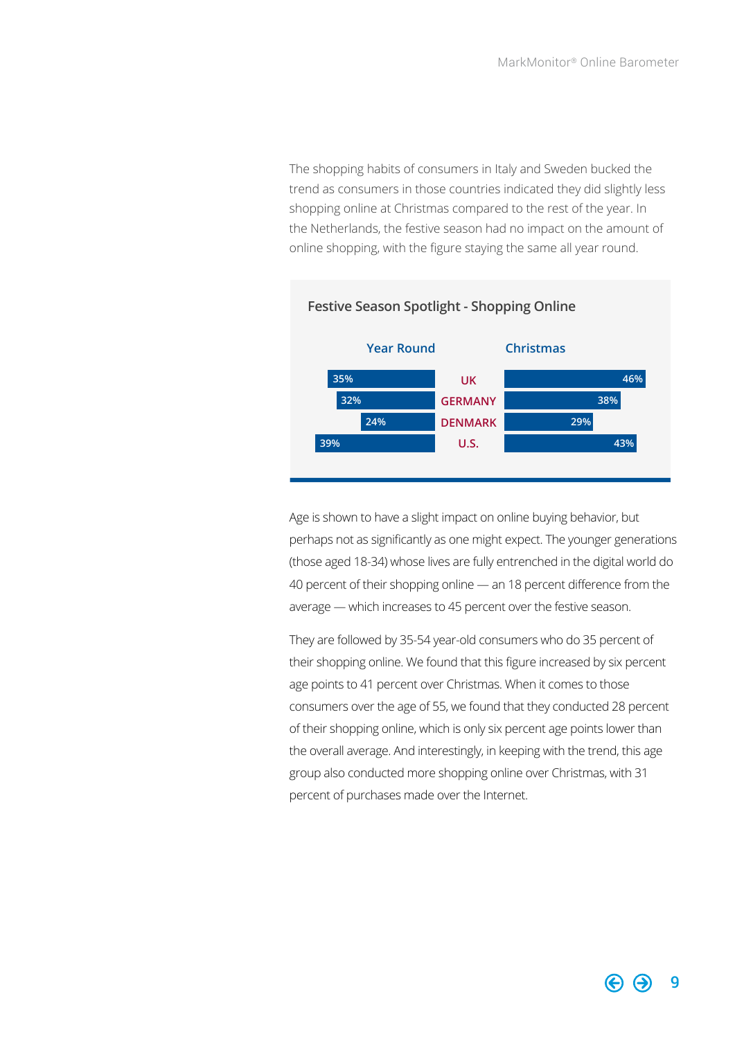The shopping habits of consumers in Italy and Sweden bucked the trend as consumers in those countries indicated they did slightly less shopping online at Christmas compared to the rest of the year. In the Netherlands, the festive season had no impact on the amount of online shopping, with the figure staying the same all year round.

**Festive Season Spotlight - Shopping Online**

| Year Round | Country | Christmas |
|---|---|---|
| 35% | UK | 46% |
| 32% | GERMANY | 38% |
| 24% | DENMARK | 29% |
| 39% | U.S. | 43% |

Age is shown to have a slight impact on online buying behavior, but perhaps not as significantly as one might expect. The younger generations (those aged 18-34) whose lives are fully entrenched in the digital world do 40 percent of their shopping online — an 18 percent difference from the average — which increases to 45 percent over the festive season.

They are followed by 35-54 year-old consumers who do 35 percent of their shopping online. We found that this figure increased by six percent age points to 41 percent over Christmas. When it comes to those consumers over the age of 55, we found that they conducted 28 percent of their shopping online, which is only six percent age points lower than the overall average. And interestingly, in keeping with the trend, this age group also conducted more shopping online over Christmas, with 31 percent of purchases made over the Internet.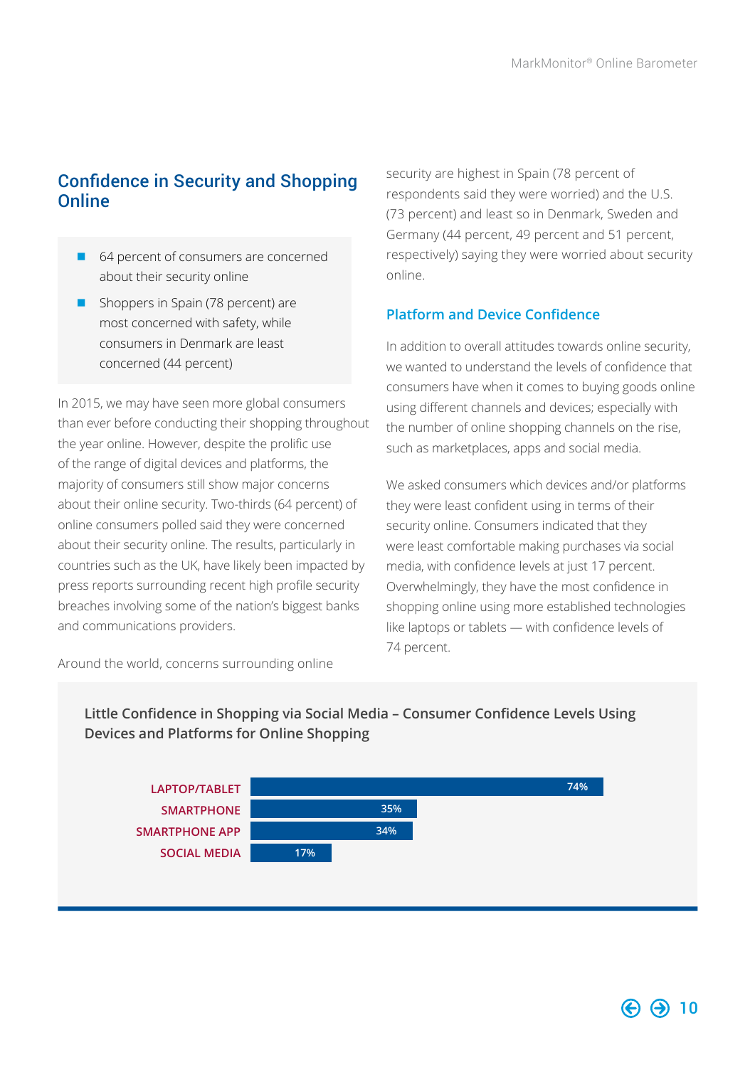## Confidence in Security and Shopping Online

- 64 percent of consumers are concerned about their security online
- Shoppers in Spain (78 percent) are most concerned with safety, while consumers in Denmark are least concerned (44 percent)

In 2015, we may have seen more global consumers than ever before conducting their shopping throughout the year online. However, despite the prolific use of the range of digital devices and platforms, the majority of consumers still show major concerns about their online security. Two-thirds (64 percent) of online consumers polled said they were concerned about their security online. The results, particularly in countries such as the UK, have likely been impacted by press reports surrounding recent high profile security breaches involving some of the nation's biggest banks and communications providers.

Around the world, concerns surrounding online security are highest in Spain (78 percent of respondents said they were worried) and the U.S. (73 percent) and least so in Denmark, Sweden and Germany (44 percent, 49 percent and 51 percent, respectively) saying they were worried about security online.

### Platform and Device Confidence

In addition to overall attitudes towards online security, we wanted to understand the levels of confidence that consumers have when it comes to buying goods online using different channels and devices; especially with the number of online shopping channels on the rise, such as marketplaces, apps and social media.

We asked consumers which devices and/or platforms they were least confident using in terms of their security online. Consumers indicated that they were least comfortable making purchases via social media, with confidence levels at just 17 percent. Overwhelmingly, they have the most confidence in shopping online using more established technologies like laptops or tablets — with confidence levels of 74 percent.

**Little Confidence in Shopping via Social Media – Consumer Confidence Levels Using Devices and Platforms for Online Shopping**

| Device/Platform | Confidence |
|---|---|
| LAPTOP/TABLET | 74% |
| SMARTPHONE | 35% |
| SMARTPHONE APP | 34% |
| SOCIAL MEDIA | 17% |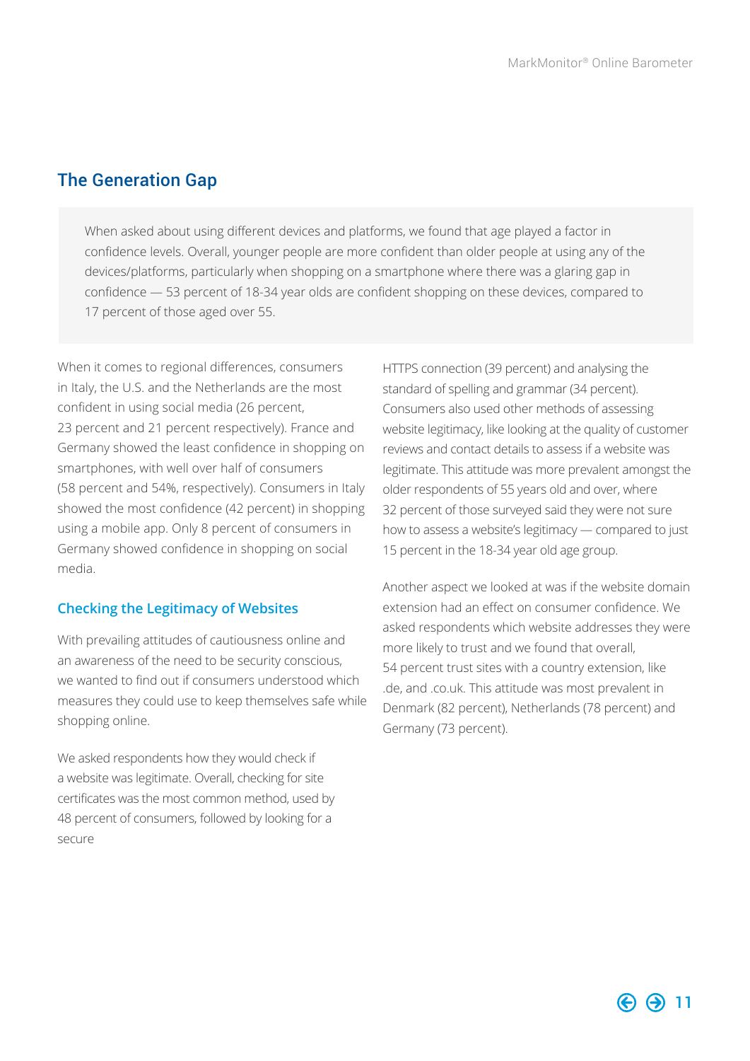## The Generation Gap

When asked about using different devices and platforms, we found that age played a factor in confidence levels. Overall, younger people are more confident than older people at using any of the devices/platforms, particularly when shopping on a smartphone where there was a glaring gap in confidence — 53 percent of 18-34 year olds are confident shopping on these devices, compared to 17 percent of those aged over 55.

When it comes to regional differences, consumers in Italy, the U.S. and the Netherlands are the most confident in using social media (26 percent, 23 percent and 21 percent respectively). France and Germany showed the least confidence in shopping on smartphones, with well over half of consumers (58 percent and 54%, respectively). Consumers in Italy showed the most confidence (42 percent) in shopping using a mobile app. Only 8 percent of consumers in Germany showed confidence in shopping on social media.

### Checking the Legitimacy of Websites

With prevailing attitudes of cautiousness online and an awareness of the need to be security conscious, we wanted to find out if consumers understood which measures they could use to keep themselves safe while shopping online.

We asked respondents how they would check if a website was legitimate. Overall, checking for site certificates was the most common method, used by 48 percent of consumers, followed by looking for a secure HTTPS connection (39 percent) and analysing the standard of spelling and grammar (34 percent). Consumers also used other methods of assessing website legitimacy, like looking at the quality of customer reviews and contact details to assess if a website was legitimate. This attitude was more prevalent amongst the older respondents of 55 years old and over, where 32 percent of those surveyed said they were not sure how to assess a website's legitimacy — compared to just 15 percent in the 18-34 year old age group.

Another aspect we looked at was if the website domain extension had an effect on consumer confidence. We asked respondents which website addresses they were more likely to trust and we found that overall, 54 percent trust sites with a country extension, like .de, and .co.uk. This attitude was most prevalent in Denmark (82 percent), Netherlands (78 percent) and Germany (73 percent).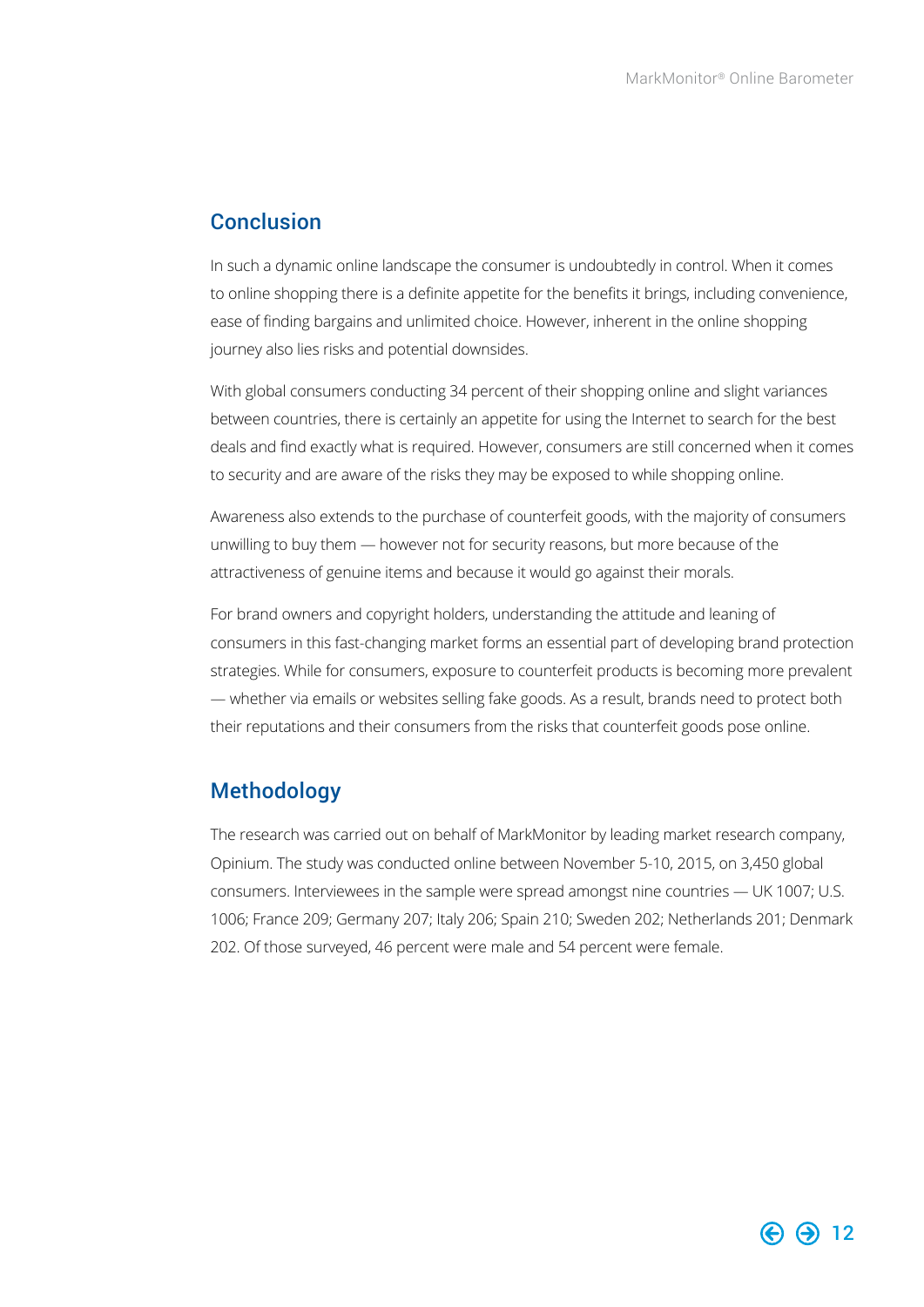## Conclusion

In such a dynamic online landscape the consumer is undoubtedly in control. When it comes to online shopping there is a definite appetite for the benefits it brings, including convenience, ease of finding bargains and unlimited choice. However, inherent in the online shopping journey also lies risks and potential downsides.

With global consumers conducting 34 percent of their shopping online and slight variances between countries, there is certainly an appetite for using the Internet to search for the best deals and find exactly what is required. However, consumers are still concerned when it comes to security and are aware of the risks they may be exposed to while shopping online.

Awareness also extends to the purchase of counterfeit goods, with the majority of consumers unwilling to buy them — however not for security reasons, but more because of the attractiveness of genuine items and because it would go against their morals.

For brand owners and copyright holders, understanding the attitude and leaning of consumers in this fast-changing market forms an essential part of developing brand protection strategies. While for consumers, exposure to counterfeit products is becoming more prevalent — whether via emails or websites selling fake goods. As a result, brands need to protect both their reputations and their consumers from the risks that counterfeit goods pose online.

## Methodology

The research was carried out on behalf of MarkMonitor by leading market research company, Opinium. The study was conducted online between November 5-10, 2015, on 3,450 global consumers. Interviewees in the sample were spread amongst nine countries — UK 1007; U.S. 1006; France 209; Germany 207; Italy 206; Spain 210; Sweden 202; Netherlands 201; Denmark 202. Of those surveyed, 46 percent were male and 54 percent were female.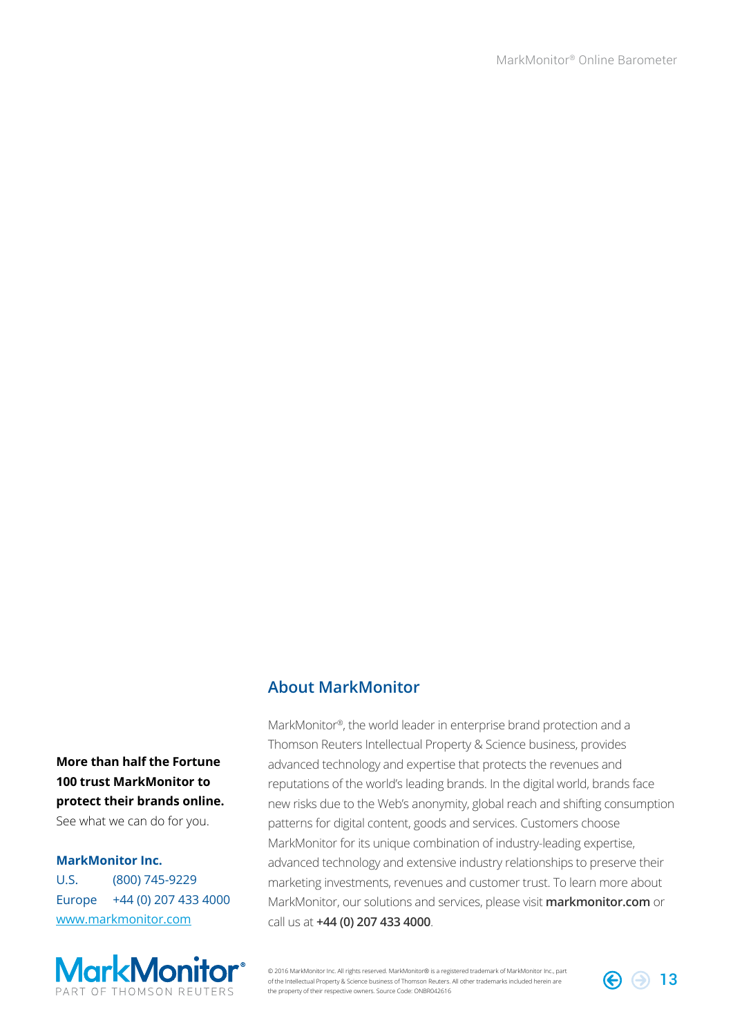**More than half the Fortune 100 trust MarkMonitor to protect their brands online.**
See what we can do for you.

**MarkMonitor Inc.**

U.S. (800) 745-9229
Europe +44 (0) 207 433 4000
www.markmonitor.com

MarkMonitor®
PART OF THOMSON REUTERS

## About MarkMonitor

MarkMonitor®, the world leader in enterprise brand protection and a Thomson Reuters Intellectual Property & Science business, provides advanced technology and expertise that protects the revenues and reputations of the world's leading brands. In the digital world, brands face new risks due to the Web's anonymity, global reach and shifting consumption patterns for digital content, goods and services. Customers choose MarkMonitor for its unique combination of industry-leading expertise, advanced technology and extensive industry relationships to preserve their marketing investments, revenues and customer trust. To learn more about MarkMonitor, our solutions and services, please visit **markmonitor.com** or call us at **+44 (0) 207 433 4000**.

© 2016 MarkMonitor Inc. All rights reserved. MarkMonitor® is a registered trademark of MarkMonitor Inc., part of the Intellectual Property & Science business of Thomson Reuters. All other trademarks included herein are the property of their respective owners. Source Code: ONBR042616